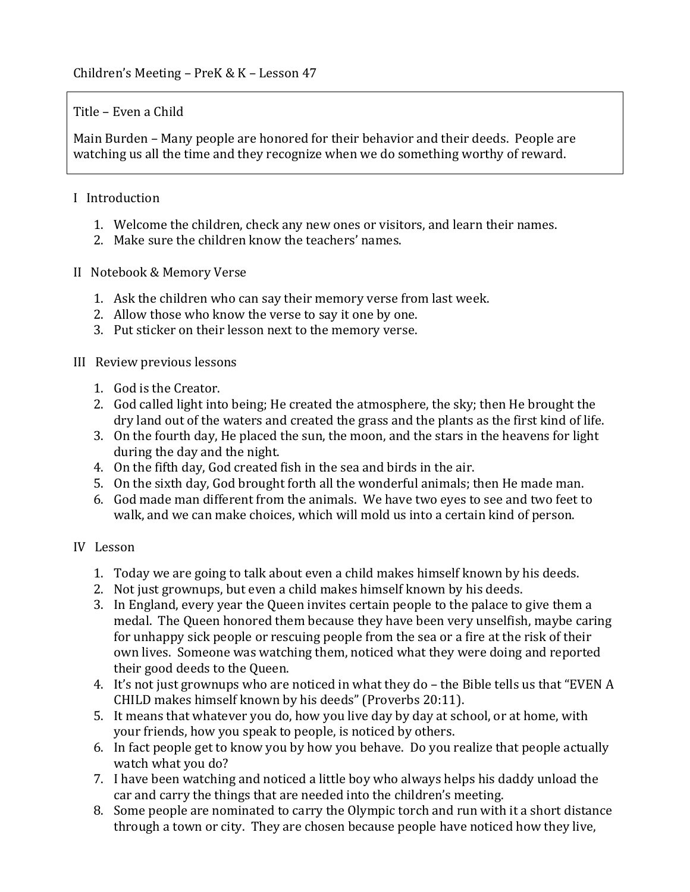Children's Meeting – PreK & K – Lesson 47

Title – Even a Child

Main Burden – Many people are honored for their behavior and their deeds. People are watching us all the time and they recognize when we do something worthy of reward.

## I Introduction

1. Welcome the children, check any new ones or visitors, and learn their names.
2. Make sure the children know the teachers' names.

## II Notebook & Memory Verse

1. Ask the children who can say their memory verse from last week.
2. Allow those who know the verse to say it one by one.
3. Put sticker on their lesson next to the memory verse.

## III Review previous lessons

1. God is the Creator.
2. God called light into being; He created the atmosphere, the sky; then He brought the dry land out of the waters and created the grass and the plants as the first kind of life.
3. On the fourth day, He placed the sun, the moon, and the stars in the heavens for light during the day and the night.
4. On the fifth day, God created fish in the sea and birds in the air.
5. On the sixth day, God brought forth all the wonderful animals; then He made man.
6. God made man different from the animals. We have two eyes to see and two feet to walk, and we can make choices, which will mold us into a certain kind of person.

## IV Lesson

1. Today we are going to talk about even a child makes himself known by his deeds.
2. Not just grownups, but even a child makes himself known by his deeds.
3. In England, every year the Queen invites certain people to the palace to give them a medal. The Queen honored them because they have been very unselfish, maybe caring for unhappy sick people or rescuing people from the sea or a fire at the risk of their own lives. Someone was watching them, noticed what they were doing and reported their good deeds to the Queen.
4. It's not just grownups who are noticed in what they do – the Bible tells us that "EVEN A CHILD makes himself known by his deeds" (Proverbs 20:11).
5. It means that whatever you do, how you live day by day at school, or at home, with your friends, how you speak to people, is noticed by others.
6. In fact people get to know you by how you behave. Do you realize that people actually watch what you do?
7. I have been watching and noticed a little boy who always helps his daddy unload the car and carry the things that are needed into the children's meeting.
8. Some people are nominated to carry the Olympic torch and run with it a short distance through a town or city. They are chosen because people have noticed how they live,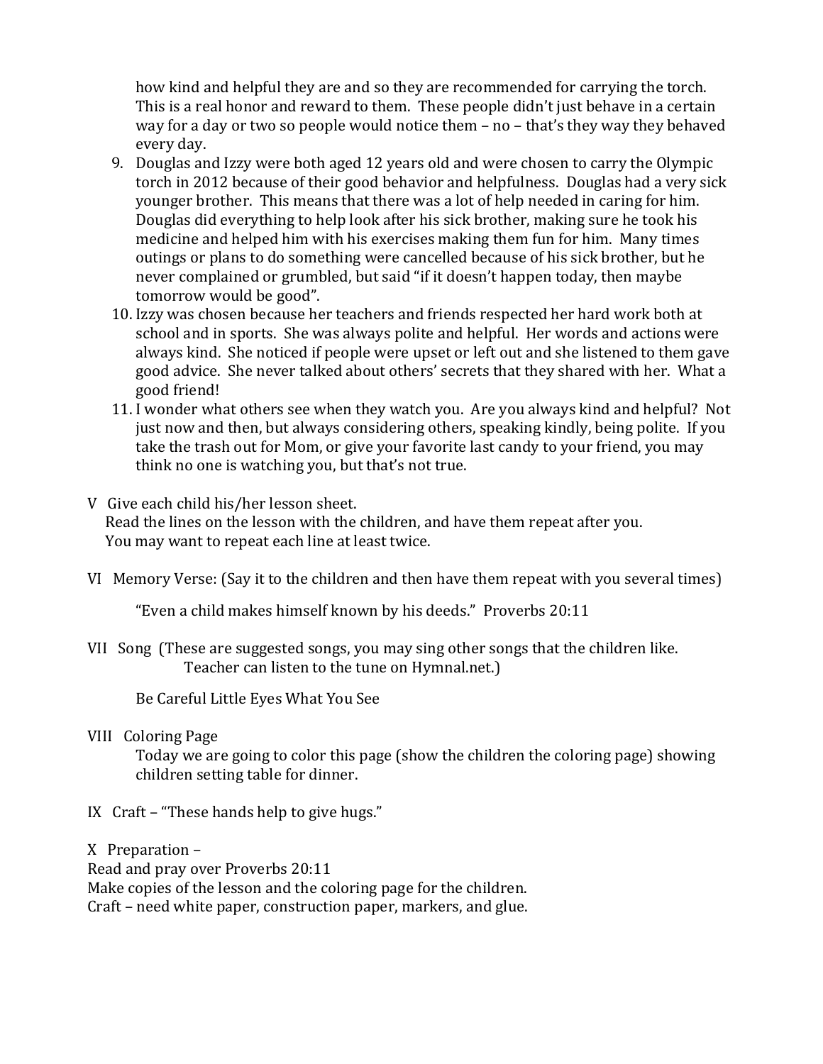how kind and helpful they are and so they are recommended for carrying the torch. This is a real honor and reward to them. These people didn't just behave in a certain way for a day or two so people would notice them – no – that's they way they behaved every day.

9. Douglas and Izzy were both aged 12 years old and were chosen to carry the Olympic torch in 2012 because of their good behavior and helpfulness. Douglas had a very sick younger brother. This means that there was a lot of help needed in caring for him. Douglas did everything to help look after his sick brother, making sure he took his medicine and helped him with his exercises making them fun for him. Many times outings or plans to do something were cancelled because of his sick brother, but he never complained or grumbled, but said "if it doesn't happen today, then maybe tomorrow would be good".
10. Izzy was chosen because her teachers and friends respected her hard work both at school and in sports. She was always polite and helpful. Her words and actions were always kind. She noticed if people were upset or left out and she listened to them gave good advice. She never talked about others' secrets that they shared with her. What a good friend!
11. I wonder what others see when they watch you. Are you always kind and helpful? Not just now and then, but always considering others, speaking kindly, being polite. If you take the trash out for Mom, or give your favorite last candy to your friend, you may think no one is watching you, but that's not true.

V Give each child his/her lesson sheet.
Read the lines on the lesson with the children, and have them repeat after you.
You may want to repeat each line at least twice.

VI Memory Verse: (Say it to the children and then have them repeat with you several times)

"Even a child makes himself known by his deeds." Proverbs 20:11

VII Song (These are suggested songs, you may sing other songs that the children like. Teacher can listen to the tune on Hymnal.net.)

Be Careful Little Eyes What You See

VIII Coloring Page

Today we are going to color this page (show the children the coloring page) showing children setting table for dinner.

IX Craft – "These hands help to give hugs."

X Preparation –
Read and pray over Proverbs 20:11
Make copies of the lesson and the coloring page for the children.
Craft – need white paper, construction paper, markers, and glue.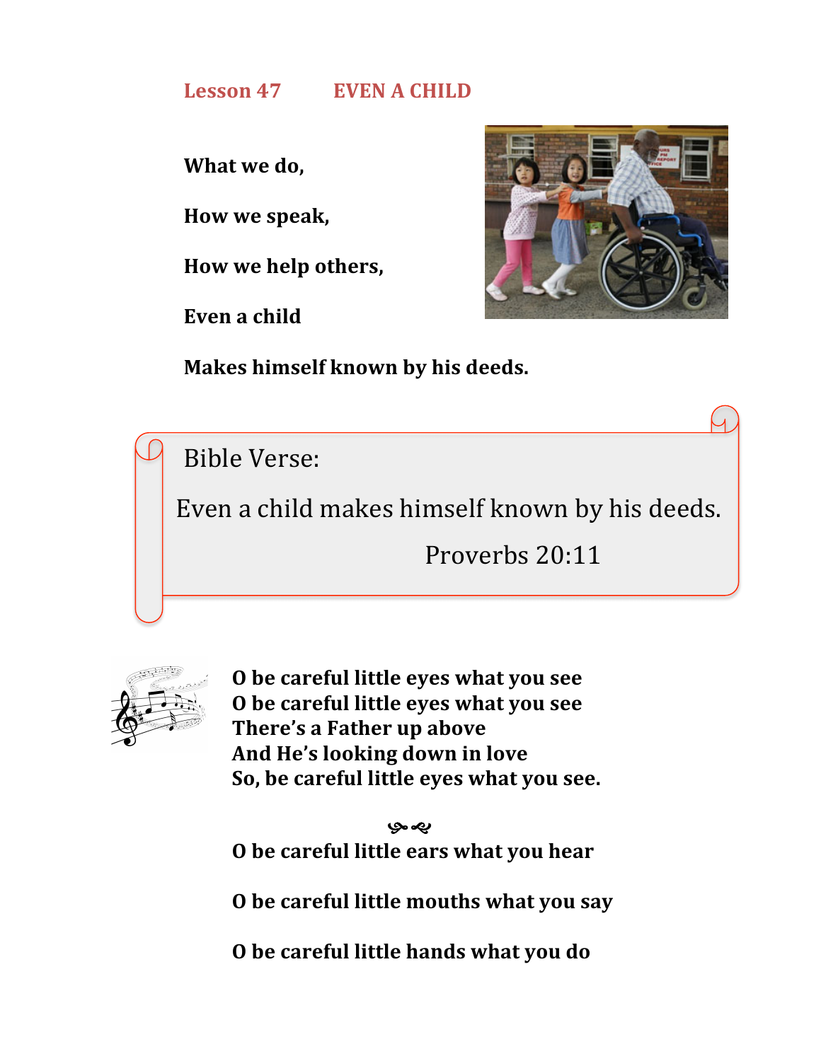# Lesson 47 EVEN A CHILD

**What we do,**

**How we speak,**

**How we help others,**

**Even a child**

**Makes himself known by his deeds.**

Bible Verse:

Even a child makes himself known by his deeds.

Proverbs 20:11

**O be careful little eyes what you see**
**O be careful little eyes what you see**
**There's a Father up above**
**And He's looking down in love**
**So, be careful little eyes what you see.**

**O be careful little ears what you hear**

**O be careful little mouths what you say**

**O be careful little hands what you do**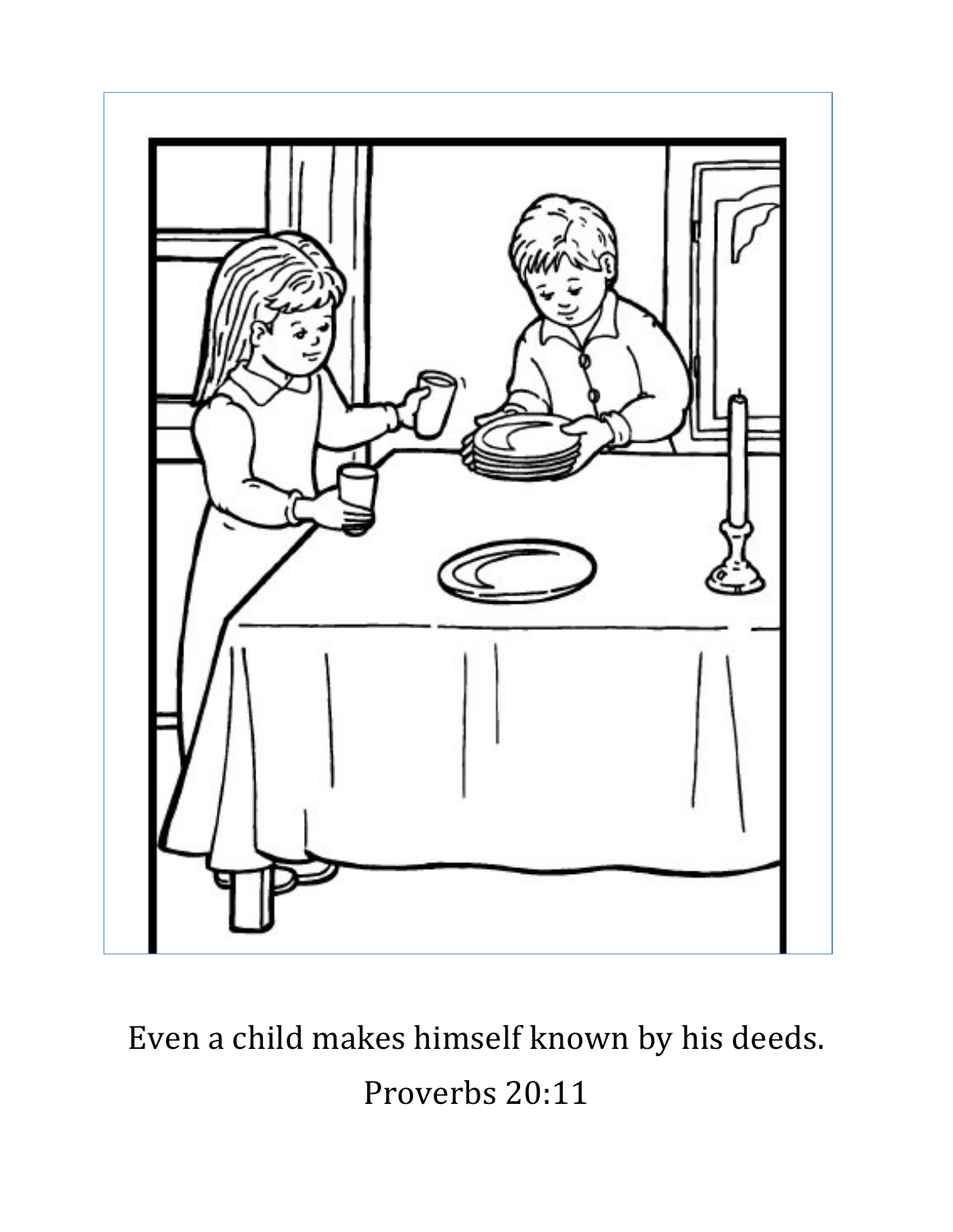Even a child makes himself known by his deeds.

Proverbs 20:11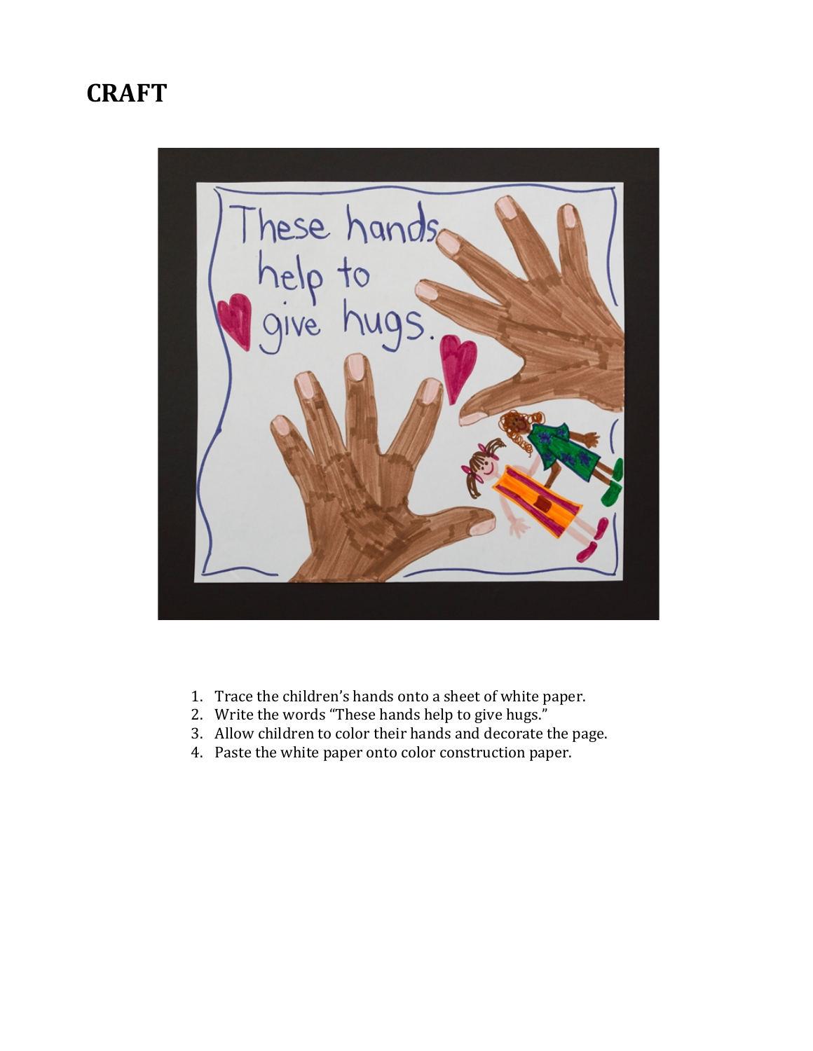# CRAFT

1. Trace the children's hands onto a sheet of white paper.
2. Write the words "These hands help to give hugs."
3. Allow children to color their hands and decorate the page.
4. Paste the white paper onto color construction paper.